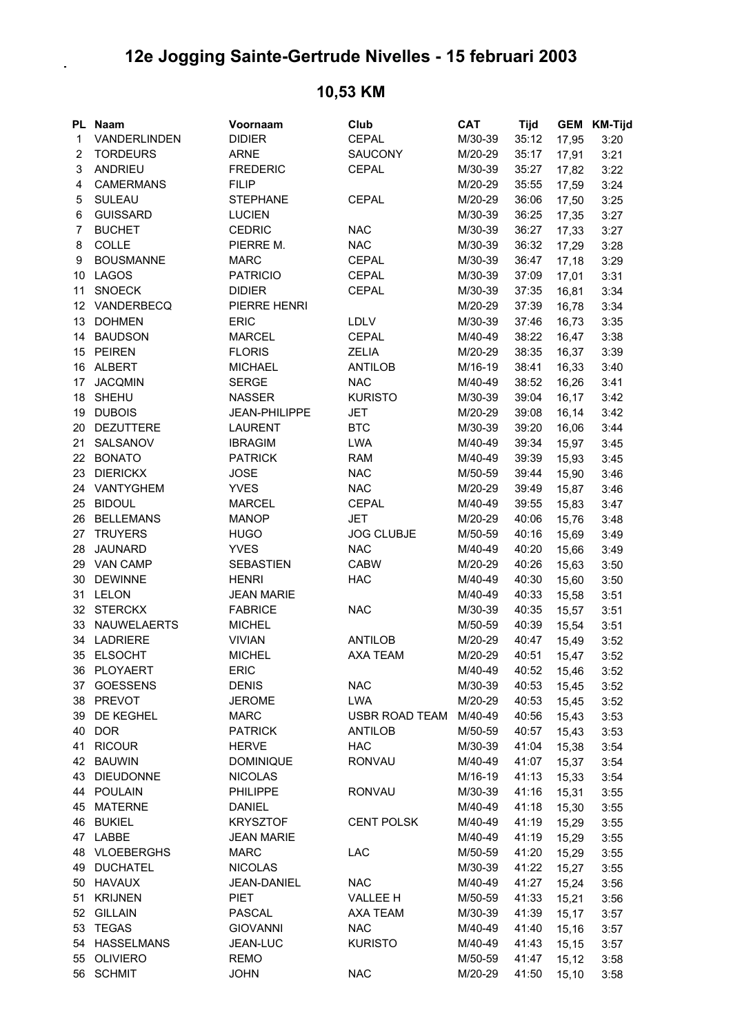# 12e Jogging Sainte-Gertrude Nivelles - 15 februari 2003

## 10,53 KM

| PL | Naam | Voornaam | Club | CAT | Tijd | GEM | KM-Tijd |
|---|---|---|---|---|---|---|---|
| 1 | VANDERLINDEN | DIDIER | CEPAL | M/30-39 | 35:12 | 17,95 | 3:20 |
| 2 | TORDEURS | ARNE | SAUCONY | M/20-29 | 35:17 | 17,91 | 3:21 |
| 3 | ANDRIEU | FREDERIC | CEPAL | M/30-39 | 35:27 | 17,82 | 3:22 |
| 4 | CAMERMANS | FILIP | | M/20-29 | 35:55 | 17,59 | 3:24 |
| 5 | SULEAU | STEPHANE | CEPAL | M/20-29 | 36:06 | 17,50 | 3:25 |
| 6 | GUISSARD | LUCIEN | | M/30-39 | 36:25 | 17,35 | 3:27 |
| 7 | BUCHET | CEDRIC | NAC | M/30-39 | 36:27 | 17,33 | 3:27 |
| 8 | COLLE | PIERRE M. | NAC | M/30-39 | 36:32 | 17,29 | 3:28 |
| 9 | BOUSMANNE | MARC | CEPAL | M/30-39 | 36:47 | 17,18 | 3:29 |
| 10 | LAGOS | PATRICIO | CEPAL | M/30-39 | 37:09 | 17,01 | 3:31 |
| 11 | SNOECK | DIDIER | CEPAL | M/30-39 | 37:35 | 16,81 | 3:34 |
| 12 | VANDERBECQ | PIERRE HENRI | | M/20-29 | 37:39 | 16,78 | 3:34 |
| 13 | DOHMEN | ERIC | LDLV | M/30-39 | 37:46 | 16,73 | 3:35 |
| 14 | BAUDSON | MARCEL | CEPAL | M/40-49 | 38:22 | 16,47 | 3:38 |
| 15 | PEIREN | FLORIS | ZELIA | M/20-29 | 38:35 | 16,37 | 3:39 |
| 16 | ALBERT | MICHAEL | ANTILOB | M/16-19 | 38:41 | 16,33 | 3:40 |
| 17 | JACQMIN | SERGE | NAC | M/40-49 | 38:52 | 16,26 | 3:41 |
| 18 | SHEHU | NASSER | KURISTO | M/30-39 | 39:04 | 16,17 | 3:42 |
| 19 | DUBOIS | JEAN-PHILIPPE | JET | M/20-29 | 39:08 | 16,14 | 3:42 |
| 20 | DEZUTTERE | LAURENT | BTC | M/30-39 | 39:20 | 16,06 | 3:44 |
| 21 | SALSANOV | IBRAGIM | LWA | M/40-49 | 39:34 | 15,97 | 3:45 |
| 22 | BONATO | PATRICK | RAM | M/40-49 | 39:39 | 15,93 | 3:45 |
| 23 | DIERICKX | JOSE | NAC | M/50-59 | 39:44 | 15,90 | 3:46 |
| 24 | VANTYGHEM | YVES | NAC | M/20-29 | 39:49 | 15,87 | 3:46 |
| 25 | BIDOUL | MARCEL | CEPAL | M/40-49 | 39:55 | 15,83 | 3:47 |
| 26 | BELLEMANS | MANOP | JET | M/20-29 | 40:06 | 15,76 | 3:48 |
| 27 | TRUYERS | HUGO | JOG CLUBJE | M/50-59 | 40:16 | 15,69 | 3:49 |
| 28 | JAUNARD | YVES | NAC | M/40-49 | 40:20 | 15,66 | 3:49 |
| 29 | VAN CAMP | SEBASTIEN | CABW | M/20-29 | 40:26 | 15,63 | 3:50 |
| 30 | DEWINNE | HENRI | HAC | M/40-49 | 40:30 | 15,60 | 3:50 |
| 31 | LELON | JEAN MARIE | | M/40-49 | 40:33 | 15,58 | 3:51 |
| 32 | STERCKX | FABRICE | NAC | M/30-39 | 40:35 | 15,57 | 3:51 |
| 33 | NAUWELAERTS | MICHEL | | M/50-59 | 40:39 | 15,54 | 3:51 |
| 34 | LADRIERE | VIVIAN | ANTILOB | M/20-29 | 40:47 | 15,49 | 3:52 |
| 35 | ELSOCHT | MICHEL | AXA TEAM | M/20-29 | 40:51 | 15,47 | 3:52 |
| 36 | PLOYAERT | ERIC | | M/40-49 | 40:52 | 15,46 | 3:52 |
| 37 | GOESSENS | DENIS | NAC | M/30-39 | 40:53 | 15,45 | 3:52 |
| 38 | PREVOT | JEROME | LWA | M/20-29 | 40:53 | 15,45 | 3:52 |
| 39 | DE KEGHEL | MARC | USBR ROAD TEAM | M/40-49 | 40:56 | 15,43 | 3:53 |
| 40 | DOR | PATRICK | ANTILOB | M/50-59 | 40:57 | 15,43 | 3:53 |
| 41 | RICOUR | HERVE | HAC | M/30-39 | 41:04 | 15,38 | 3:54 |
| 42 | BAUWIN | DOMINIQUE | RONVAU | M/40-49 | 41:07 | 15,37 | 3:54 |
| 43 | DIEUDONNE | NICOLAS | | M/16-19 | 41:13 | 15,33 | 3:54 |
| 44 | POULAIN | PHILIPPE | RONVAU | M/30-39 | 41:16 | 15,31 | 3:55 |
| 45 | MATERNE | DANIEL | | M/40-49 | 41:18 | 15,30 | 3:55 |
| 46 | BUKIEL | KRYSZTOF | CENT POLSK | M/40-49 | 41:19 | 15,29 | 3:55 |
| 47 | LABBE | JEAN MARIE | | M/40-49 | 41:19 | 15,29 | 3:55 |
| 48 | VLOEBERGHS | MARC | LAC | M/50-59 | 41:20 | 15,29 | 3:55 |
| 49 | DUCHATEL | NICOLAS | | M/30-39 | 41:22 | 15,27 | 3:55 |
| 50 | HAVAUX | JEAN-DANIEL | NAC | M/40-49 | 41:27 | 15,24 | 3:56 |
| 51 | KRIJNEN | PIET | VALLEE H | M/50-59 | 41:33 | 15,21 | 3:56 |
| 52 | GILLAIN | PASCAL | AXA TEAM | M/30-39 | 41:39 | 15,17 | 3:57 |
| 53 | TEGAS | GIOVANNI | NAC | M/40-49 | 41:40 | 15,16 | 3:57 |
| 54 | HASSELMANS | JEAN-LUC | KURISTO | M/40-49 | 41:43 | 15,15 | 3:57 |
| 55 | OLIVIERO | REMO | | M/50-59 | 41:47 | 15,12 | 3:58 |
| 56 | SCHMIT | JOHN | NAC | M/20-29 | 41:50 | 15,10 | 3:58 |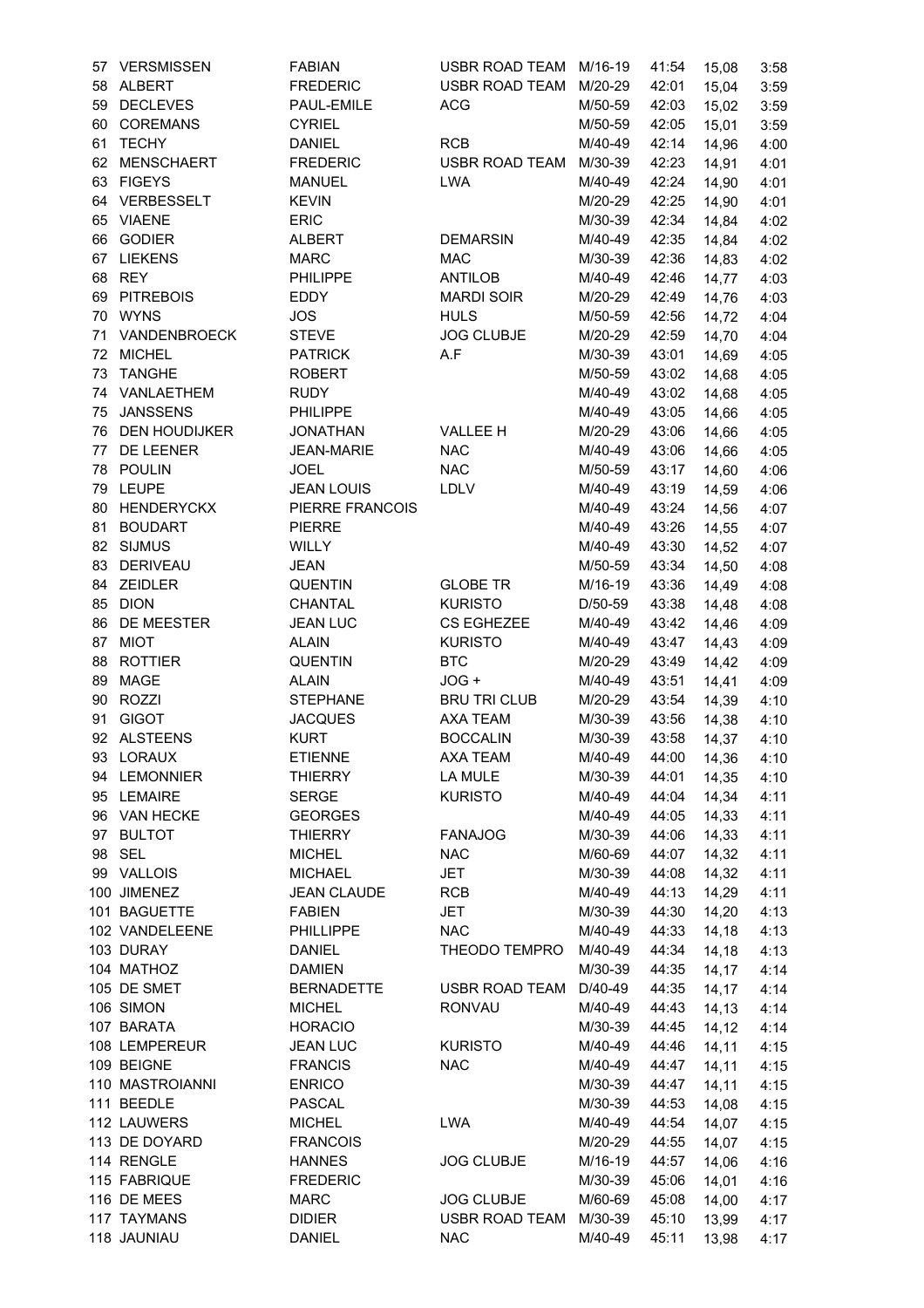| 57 | VERSMISSEN | FABIAN | USBR ROAD TEAM | M/16-19 | 41:54 | 15,08 | 3:58 |
|---|---|---|---|---|---|---|---|
| 58 | ALBERT | FREDERIC | USBR ROAD TEAM | M/20-29 | 42:01 | 15,04 | 3:59 |
| 59 | DECLEVES | PAUL-EMILE | ACG | M/50-59 | 42:03 | 15,02 | 3:59 |
| 60 | COREMANS | CYRIEL | | M/50-59 | 42:05 | 15,01 | 3:59 |
| 61 | TECHY | DANIEL | RCB | M/40-49 | 42:14 | 14,96 | 4:00 |
| 62 | MENSCHAERT | FREDERIC | USBR ROAD TEAM | M/30-39 | 42:23 | 14,91 | 4:01 |
| 63 | FIGEYS | MANUEL | LWA | M/40-49 | 42:24 | 14,90 | 4:01 |
| 64 | VERBESSELT | KEVIN | | M/20-29 | 42:25 | 14,90 | 4:01 |
| 65 | VIAENE | ERIC | | M/30-39 | 42:34 | 14,84 | 4:02 |
| 66 | GODIER | ALBERT | DEMARSIN | M/40-49 | 42:35 | 14,84 | 4:02 |
| 67 | LIEKENS | MARC | MAC | M/30-39 | 42:36 | 14,83 | 4:02 |
| 68 | REY | PHILIPPE | ANTILOB | M/40-49 | 42:46 | 14,77 | 4:03 |
| 69 | PITREBOIS | EDDY | MARDI SOIR | M/20-29 | 42:49 | 14,76 | 4:03 |
| 70 | WYNS | JOS | HULS | M/50-59 | 42:56 | 14,72 | 4:04 |
| 71 | VANDENBROECK | STEVE | JOG CLUBJE | M/20-29 | 42:59 | 14,70 | 4:04 |
| 72 | MICHEL | PATRICK | A.F | M/30-39 | 43:01 | 14,69 | 4:05 |
| 73 | TANGHE | ROBERT | | M/50-59 | 43:02 | 14,68 | 4:05 |
| 74 | VANLAETHEM | RUDY | | M/40-49 | 43:02 | 14,68 | 4:05 |
| 75 | JANSSENS | PHILIPPE | | M/40-49 | 43:05 | 14,66 | 4:05 |
| 76 | DEN HOUDIJKER | JONATHAN | VALLEE H | M/20-29 | 43:06 | 14,66 | 4:05 |
| 77 | DE LEENER | JEAN-MARIE | NAC | M/40-49 | 43:06 | 14,66 | 4:05 |
| 78 | POULIN | JOEL | NAC | M/50-59 | 43:17 | 14,60 | 4:06 |
| 79 | LEUPE | JEAN LOUIS | LDLV | M/40-49 | 43:19 | 14,59 | 4:06 |
| 80 | HENDERYCKX | PIERRE FRANCOIS | | M/40-49 | 43:24 | 14,56 | 4:07 |
| 81 | BOUDART | PIERRE | | M/40-49 | 43:26 | 14,55 | 4:07 |
| 82 | SIJMUS | WILLY | | M/40-49 | 43:30 | 14,52 | 4:07 |
| 83 | DERIVEAU | JEAN | | M/50-59 | 43:34 | 14,50 | 4:08 |
| 84 | ZEIDLER | QUENTIN | GLOBE TR | M/16-19 | 43:36 | 14,49 | 4:08 |
| 85 | DION | CHANTAL | KURISTO | D/50-59 | 43:38 | 14,48 | 4:08 |
| 86 | DE MEESTER | JEAN LUC | CS EGHEZEE | M/40-49 | 43:42 | 14,46 | 4:09 |
| 87 | MIOT | ALAIN | KURISTO | M/40-49 | 43:47 | 14,43 | 4:09 |
| 88 | ROTTIER | QUENTIN | BTC | M/20-29 | 43:49 | 14,42 | 4:09 |
| 89 | MAGE | ALAIN | JOG + | M/40-49 | 43:51 | 14,41 | 4:09 |
| 90 | ROZZI | STEPHANE | BRU TRI CLUB | M/20-29 | 43:54 | 14,39 | 4:10 |
| 91 | GIGOT | JACQUES | AXA TEAM | M/30-39 | 43:56 | 14,38 | 4:10 |
| 92 | ALSTEENS | KURT | BOCCALIN | M/30-39 | 43:58 | 14,37 | 4:10 |
| 93 | LORAUX | ETIENNE | AXA TEAM | M/40-49 | 44:00 | 14,36 | 4:10 |
| 94 | LEMONNIER | THIERRY | LA MULE | M/30-39 | 44:01 | 14,35 | 4:10 |
| 95 | LEMAIRE | SERGE | KURISTO | M/40-49 | 44:04 | 14,34 | 4:11 |
| 96 | VAN HECKE | GEORGES | | M/40-49 | 44:05 | 14,33 | 4:11 |
| 97 | BULTOT | THIERRY | FANAJOG | M/30-39 | 44:06 | 14,33 | 4:11 |
| 98 | SEL | MICHEL | NAC | M/60-69 | 44:07 | 14,32 | 4:11 |
| 99 | VALLOIS | MICHAEL | JET | M/30-39 | 44:08 | 14,32 | 4:11 |
| 100 | JIMENEZ | JEAN CLAUDE | RCB | M/40-49 | 44:13 | 14,29 | 4:11 |
| 101 | BAGUETTE | FABIEN | JET | M/30-39 | 44:30 | 14,20 | 4:13 |
| 102 | VANDELEENE | PHILLIPPE | NAC | M/40-49 | 44:33 | 14,18 | 4:13 |
| 103 | DURAY | DANIEL | THEODO TEMPRO | M/40-49 | 44:34 | 14,18 | 4:13 |
| 104 | MATHOZ | DAMIEN | | M/30-39 | 44:35 | 14,17 | 4:14 |
| 105 | DE SMET | BERNADETTE | USBR ROAD TEAM | D/40-49 | 44:35 | 14,17 | 4:14 |
| 106 | SIMON | MICHEL | RONVAU | M/40-49 | 44:43 | 14,13 | 4:14 |
| 107 | BARATA | HORACIO | | M/30-39 | 44:45 | 14,12 | 4:14 |
| 108 | LEMPEREUR | JEAN LUC | KURISTO | M/40-49 | 44:46 | 14,11 | 4:15 |
| 109 | BEIGNE | FRANCIS | NAC | M/40-49 | 44:47 | 14,11 | 4:15 |
| 110 | MASTROIANNI | ENRICO | | M/30-39 | 44:47 | 14,11 | 4:15 |
| 111 | BEEDLE | PASCAL | | M/30-39 | 44:53 | 14,08 | 4:15 |
| 112 | LAUWERS | MICHEL | LWA | M/40-49 | 44:54 | 14,07 | 4:15 |
| 113 | DE DOYARD | FRANCOIS | | M/20-29 | 44:55 | 14,07 | 4:15 |
| 114 | RENGLE | HANNES | JOG CLUBJE | M/16-19 | 44:57 | 14,06 | 4:16 |
| 115 | FABRIQUE | FREDERIC | | M/30-39 | 45:06 | 14,01 | 4:16 |
| 116 | DE MEES | MARC | JOG CLUBJE | M/60-69 | 45:08 | 14,00 | 4:17 |
| 117 | TAYMANS | DIDIER | USBR ROAD TEAM | M/30-39 | 45:10 | 13,99 | 4:17 |
| 118 | JAUNIAU | DANIEL | NAC | M/40-49 | 45:11 | 13,98 | 4:17 |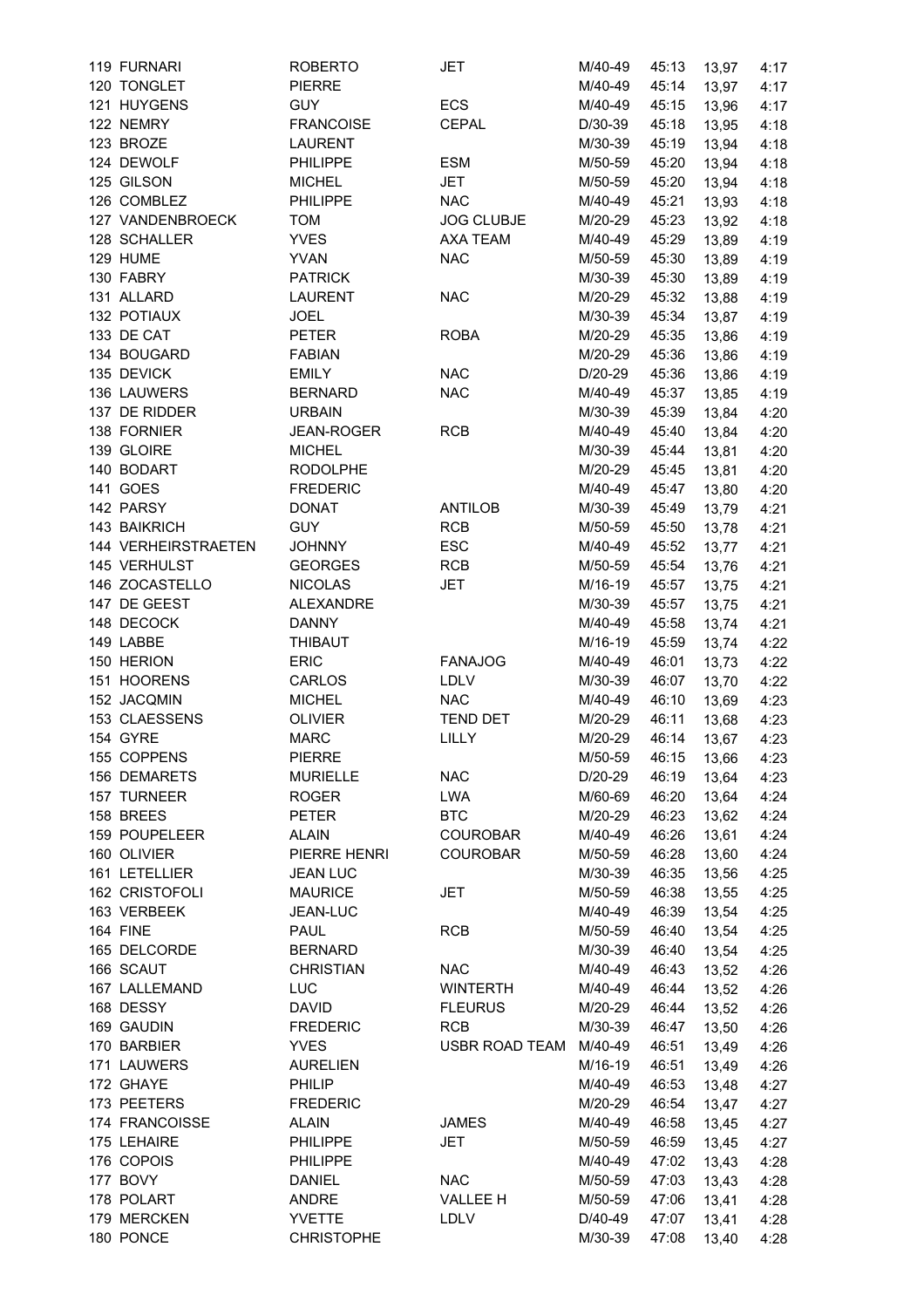| | | | | | | | |
|---|---|---|---|---|---|---|---|
| 119 | FURNARI | ROBERTO | JET | M/40-49 | 45:13 | 13,97 | 4:17 |
| 120 | TONGLET | PIERRE | | M/40-49 | 45:14 | 13,97 | 4:17 |
| 121 | HUYGENS | GUY | ECS | M/40-49 | 45:15 | 13,96 | 4:17 |
| 122 | NEMRY | FRANCOISE | CEPAL | D/30-39 | 45:18 | 13,95 | 4:18 |
| 123 | BROZE | LAURENT | | M/30-39 | 45:19 | 13,94 | 4:18 |
| 124 | DEWOLF | PHILIPPE | ESM | M/50-59 | 45:20 | 13,94 | 4:18 |
| 125 | GILSON | MICHEL | JET | M/50-59 | 45:20 | 13,94 | 4:18 |
| 126 | COMBLEZ | PHILIPPE | NAC | M/40-49 | 45:21 | 13,93 | 4:18 |
| 127 | VANDENBROECK | TOM | JOG CLUBJE | M/20-29 | 45:23 | 13,92 | 4:18 |
| 128 | SCHALLER | YVES | AXA TEAM | M/40-49 | 45:29 | 13,89 | 4:19 |
| 129 | HUME | YVAN | NAC | M/50-59 | 45:30 | 13,89 | 4:19 |
| 130 | FABRY | PATRICK | | M/30-39 | 45:30 | 13,89 | 4:19 |
| 131 | ALLARD | LAURENT | NAC | M/20-29 | 45:32 | 13,88 | 4:19 |
| 132 | POTIAUX | JOEL | | M/30-39 | 45:34 | 13,87 | 4:19 |
| 133 | DE CAT | PETER | ROBA | M/20-29 | 45:35 | 13,86 | 4:19 |
| 134 | BOUGARD | FABIAN | | M/20-29 | 45:36 | 13,86 | 4:19 |
| 135 | DEVICK | EMILY | NAC | D/20-29 | 45:36 | 13,86 | 4:19 |
| 136 | LAUWERS | BERNARD | NAC | M/40-49 | 45:37 | 13,85 | 4:19 |
| 137 | DE RIDDER | URBAIN | | M/30-39 | 45:39 | 13,84 | 4:20 |
| 138 | FORNIER | JEAN-ROGER | RCB | M/40-49 | 45:40 | 13,84 | 4:20 |
| 139 | GLOIRE | MICHEL | | M/30-39 | 45:44 | 13,81 | 4:20 |
| 140 | BODART | RODOLPHE | | M/20-29 | 45:45 | 13,81 | 4:20 |
| 141 | GOES | FREDERIC | | M/40-49 | 45:47 | 13,80 | 4:20 |
| 142 | PARSY | DONAT | ANTILOB | M/30-39 | 45:49 | 13,79 | 4:21 |
| 143 | BAIKRICH | GUY | RCB | M/50-59 | 45:50 | 13,78 | 4:21 |
| 144 | VERHEIRSTRAETEN | JOHNNY | ESC | M/40-49 | 45:52 | 13,77 | 4:21 |
| 145 | VERHULST | GEORGES | RCB | M/50-59 | 45:54 | 13,76 | 4:21 |
| 146 | ZOCASTELLO | NICOLAS | JET | M/16-19 | 45:57 | 13,75 | 4:21 |
| 147 | DE GEEST | ALEXANDRE | | M/30-39 | 45:57 | 13,75 | 4:21 |
| 148 | DECOCK | DANNY | | M/40-49 | 45:58 | 13,74 | 4:21 |
| 149 | LABBE | THIBAUT | | M/16-19 | 45:59 | 13,74 | 4:22 |
| 150 | HERION | ERIC | FANAJOG | M/40-49 | 46:01 | 13,73 | 4:22 |
| 151 | HOORENS | CARLOS | LDLV | M/30-39 | 46:07 | 13,70 | 4:22 |
| 152 | JACQMIN | MICHEL | NAC | M/40-49 | 46:10 | 13,69 | 4:23 |
| 153 | CLAESSENS | OLIVIER | TEND DET | M/20-29 | 46:11 | 13,68 | 4:23 |
| 154 | GYRE | MARC | LILLY | M/20-29 | 46:14 | 13,67 | 4:23 |
| 155 | COPPENS | PIERRE | | M/50-59 | 46:15 | 13,66 | 4:23 |
| 156 | DEMARETS | MURIELLE | NAC | D/20-29 | 46:19 | 13,64 | 4:23 |
| 157 | TURNEER | ROGER | LWA | M/60-69 | 46:20 | 13,64 | 4:24 |
| 158 | BREES | PETER | BTC | M/20-29 | 46:23 | 13,62 | 4:24 |
| 159 | POUPELEER | ALAIN | COUROBAR | M/40-49 | 46:26 | 13,61 | 4:24 |
| 160 | OLIVIER | PIERRE HENRI | COUROBAR | M/50-59 | 46:28 | 13,60 | 4:24 |
| 161 | LETELLIER | JEAN LUC | | M/30-39 | 46:35 | 13,56 | 4:25 |
| 162 | CRISTOFOLI | MAURICE | JET | M/50-59 | 46:38 | 13,55 | 4:25 |
| 163 | VERBEEK | JEAN-LUC | | M/40-49 | 46:39 | 13,54 | 4:25 |
| 164 | FINE | PAUL | RCB | M/50-59 | 46:40 | 13,54 | 4:25 |
| 165 | DELCORDE | BERNARD | | M/30-39 | 46:40 | 13,54 | 4:25 |
| 166 | SCAUT | CHRISTIAN | NAC | M/40-49 | 46:43 | 13,52 | 4:26 |
| 167 | LALLEMAND | LUC | WINTERTH | M/40-49 | 46:44 | 13,52 | 4:26 |
| 168 | DESSY | DAVID | FLEURUS | M/20-29 | 46:44 | 13,52 | 4:26 |
| 169 | GAUDIN | FREDERIC | RCB | M/30-39 | 46:47 | 13,50 | 4:26 |
| 170 | BARBIER | YVES | USBR ROAD TEAM | M/40-49 | 46:51 | 13,49 | 4:26 |
| 171 | LAUWERS | AURELIEN | | M/16-19 | 46:51 | 13,49 | 4:26 |
| 172 | GHAYE | PHILIP | | M/40-49 | 46:53 | 13,48 | 4:27 |
| 173 | PEETERS | FREDERIC | | M/20-29 | 46:54 | 13,47 | 4:27 |
| 174 | FRANCOISSE | ALAIN | JAMES | M/40-49 | 46:58 | 13,45 | 4:27 |
| 175 | LEHAIRE | PHILIPPE | JET | M/50-59 | 46:59 | 13,45 | 4:27 |
| 176 | COPOIS | PHILIPPE | | M/40-49 | 47:02 | 13,43 | 4:28 |
| 177 | BOVY | DANIEL | NAC | M/50-59 | 47:03 | 13,43 | 4:28 |
| 178 | POLART | ANDRE | VALLEE H | M/50-59 | 47:06 | 13,41 | 4:28 |
| 179 | MERCKEN | YVETTE | LDLV | D/40-49 | 47:07 | 13,41 | 4:28 |
| 180 | PONCE | CHRISTOPHE | | M/30-39 | 47:08 | 13,40 | 4:28 |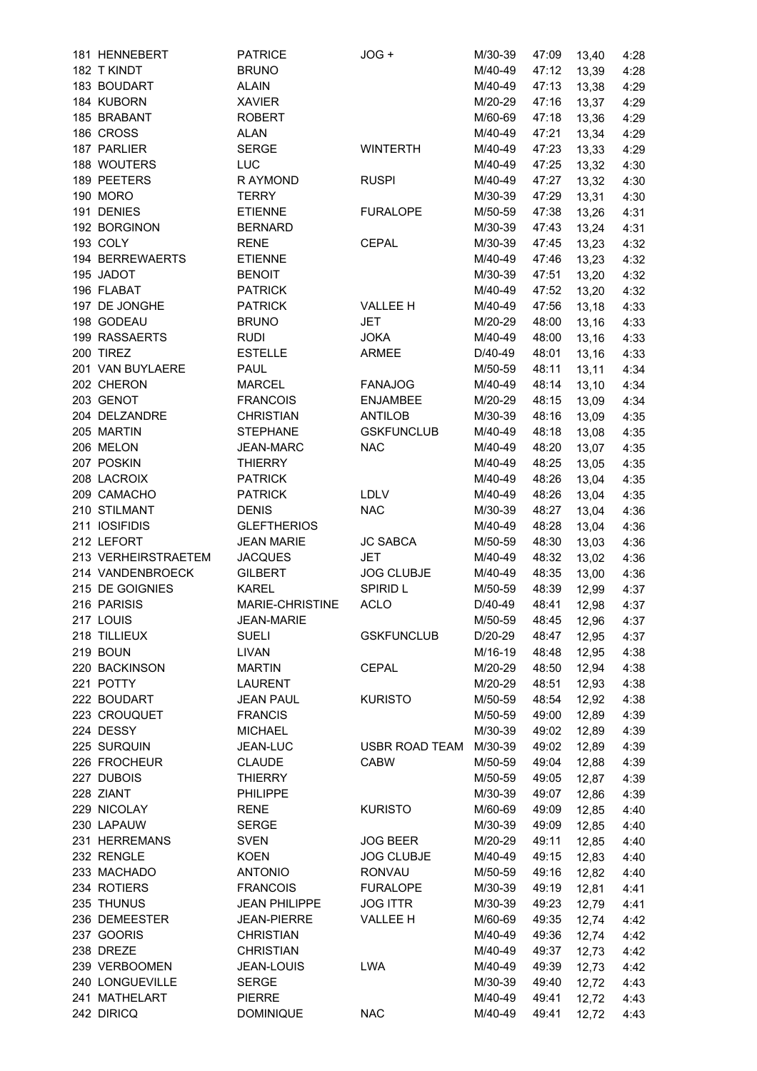| | | | | | | | |
|---|---|---|---|---|---|---|---|
| 181 | HENNEBERT | PATRICE | JOG + | M/30-39 | 47:09 | 13,40 | 4:28 |
| 182 | T KINDT | BRUNO | | M/40-49 | 47:12 | 13,39 | 4:28 |
| 183 | BOUDART | ALAIN | | M/40-49 | 47:13 | 13,38 | 4:29 |
| 184 | KUBORN | XAVIER | | M/20-29 | 47:16 | 13,37 | 4:29 |
| 185 | BRABANT | ROBERT | | M/60-69 | 47:18 | 13,36 | 4:29 |
| 186 | CROSS | ALAN | | M/40-49 | 47:21 | 13,34 | 4:29 |
| 187 | PARLIER | SERGE | WINTERTH | M/40-49 | 47:23 | 13,33 | 4:29 |
| 188 | WOUTERS | LUC | | M/40-49 | 47:25 | 13,32 | 4:30 |
| 189 | PEETERS | R AYMOND | RUSPI | M/40-49 | 47:27 | 13,32 | 4:30 |
| 190 | MORO | TERRY | | M/30-39 | 47:29 | 13,31 | 4:30 |
| 191 | DENIES | ETIENNE | FURALOPE | M/50-59 | 47:38 | 13,26 | 4:31 |
| 192 | BORGINON | BERNARD | | M/30-39 | 47:43 | 13,24 | 4:31 |
| 193 | COLY | RENE | CEPAL | M/30-39 | 47:45 | 13,23 | 4:32 |
| 194 | BERREWAERTS | ETIENNE | | M/40-49 | 47:46 | 13,23 | 4:32 |
| 195 | JADOT | BENOIT | | M/30-39 | 47:51 | 13,20 | 4:32 |
| 196 | FLABAT | PATRICK | | M/40-49 | 47:52 | 13,20 | 4:32 |
| 197 | DE JONGHE | PATRICK | VALLEE H | M/40-49 | 47:56 | 13,18 | 4:33 |
| 198 | GODEAU | BRUNO | JET | M/20-29 | 48:00 | 13,16 | 4:33 |
| 199 | RASSAERTS | RUDI | JOKA | M/40-49 | 48:00 | 13,16 | 4:33 |
| 200 | TIREZ | ESTELLE | ARMEE | D/40-49 | 48:01 | 13,16 | 4:33 |
| 201 | VAN BUYLAERE | PAUL | | M/50-59 | 48:11 | 13,11 | 4:34 |
| 202 | CHERON | MARCEL | FANAJOG | M/40-49 | 48:14 | 13,10 | 4:34 |
| 203 | GENOT | FRANCOIS | ENJAMBEE | M/20-29 | 48:15 | 13,09 | 4:34 |
| 204 | DELZANDRE | CHRISTIAN | ANTILOB | M/30-39 | 48:16 | 13,09 | 4:35 |
| 205 | MARTIN | STEPHANE | GSKFUNCLUB | M/40-49 | 48:18 | 13,08 | 4:35 |
| 206 | MELON | JEAN-MARC | NAC | M/40-49 | 48:20 | 13,07 | 4:35 |
| 207 | POSKIN | THIERRY | | M/40-49 | 48:25 | 13,05 | 4:35 |
| 208 | LACROIX | PATRICK | | M/40-49 | 48:26 | 13,04 | 4:35 |
| 209 | CAMACHO | PATRICK | LDLV | M/40-49 | 48:26 | 13,04 | 4:35 |
| 210 | STILMANT | DENIS | NAC | M/30-39 | 48:27 | 13,04 | 4:36 |
| 211 | IOSIFIDIS | GLEFTHERIOS | | M/40-49 | 48:28 | 13,04 | 4:36 |
| 212 | LEFORT | JEAN MARIE | JC SABCA | M/50-59 | 48:30 | 13,03 | 4:36 |
| 213 | VERHEIRSTRAETEM | JACQUES | JET | M/40-49 | 48:32 | 13,02 | 4:36 |
| 214 | VANDENBROECK | GILBERT | JOG CLUBJE | M/40-49 | 48:35 | 13,00 | 4:36 |
| 215 | DE GOIGNIES | KAREL | SPIRID L | M/50-59 | 48:39 | 12,99 | 4:37 |
| 216 | PARISIS | MARIE-CHRISTINE | ACLO | D/40-49 | 48:41 | 12,98 | 4:37 |
| 217 | LOUIS | JEAN-MARIE | | M/50-59 | 48:45 | 12,96 | 4:37 |
| 218 | TILLIEUX | SUELI | GSKFUNCLUB | D/20-29 | 48:47 | 12,95 | 4:37 |
| 219 | BOUN | LIVAN | | M/16-19 | 48:48 | 12,95 | 4:38 |
| 220 | BACKINSON | MARTIN | CEPAL | M/20-29 | 48:50 | 12,94 | 4:38 |
| 221 | POTTY | LAURENT | | M/20-29 | 48:51 | 12,93 | 4:38 |
| 222 | BOUDART | JEAN PAUL | KURISTO | M/50-59 | 48:54 | 12,92 | 4:38 |
| 223 | CROUQUET | FRANCIS | | M/50-59 | 49:00 | 12,89 | 4:39 |
| 224 | DESSY | MICHAEL | | M/30-39 | 49:02 | 12,89 | 4:39 |
| 225 | SURQUIN | JEAN-LUC | USBR ROAD TEAM | M/30-39 | 49:02 | 12,89 | 4:39 |
| 226 | FROCHEUR | CLAUDE | CABW | M/50-59 | 49:04 | 12,88 | 4:39 |
| 227 | DUBOIS | THIERRY | | M/50-59 | 49:05 | 12,87 | 4:39 |
| 228 | ZIANT | PHILIPPE | | M/30-39 | 49:07 | 12,86 | 4:39 |
| 229 | NICOLAY | RENE | KURISTO | M/60-69 | 49:09 | 12,85 | 4:40 |
| 230 | LAPAUW | SERGE | | M/30-39 | 49:09 | 12,85 | 4:40 |
| 231 | HERREMANS | SVEN | JOG BEER | M/20-29 | 49:11 | 12,85 | 4:40 |
| 232 | RENGLE | KOEN | JOG CLUBJE | M/40-49 | 49:15 | 12,83 | 4:40 |
| 233 | MACHADO | ANTONIO | RONVAU | M/50-59 | 49:16 | 12,82 | 4:40 |
| 234 | ROTIERS | FRANCOIS | FURALOPE | M/30-39 | 49:19 | 12,81 | 4:41 |
| 235 | THUNUS | JEAN PHILIPPE | JOG ITTR | M/30-39 | 49:23 | 12,79 | 4:41 |
| 236 | DEMEESTER | JEAN-PIERRE | VALLEE H | M/60-69 | 49:35 | 12,74 | 4:42 |
| 237 | GOORIS | CHRISTIAN | | M/40-49 | 49:36 | 12,74 | 4:42 |
| 238 | DREZE | CHRISTIAN | | M/40-49 | 49:37 | 12,73 | 4:42 |
| 239 | VERBOOMEN | JEAN-LOUIS | LWA | M/40-49 | 49:39 | 12,73 | 4:42 |
| 240 | LONGUEVILLE | SERGE | | M/30-39 | 49:40 | 12,72 | 4:43 |
| 241 | MATHELART | PIERRE | | M/40-49 | 49:41 | 12,72 | 4:43 |
| 242 | DIRICQ | DOMINIQUE | NAC | M/40-49 | 49:41 | 12,72 | 4:43 |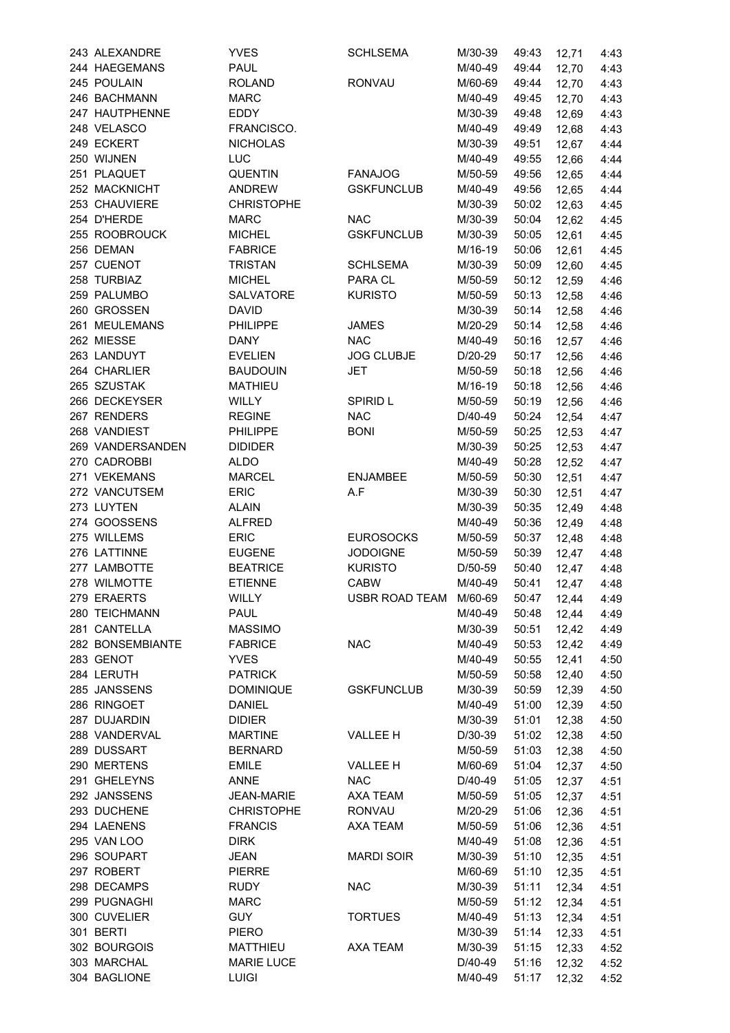| | | | | | | | |
|---|---|---|---|---|---|---|---|
| 243 | ALEXANDRE | YVES | SCHLSEMA | M/30-39 | 49:43 | 12,71 | 4:43 |
| 244 | HAEGEMANS | PAUL | | M/40-49 | 49:44 | 12,70 | 4:43 |
| 245 | POULAIN | ROLAND | RONVAU | M/60-69 | 49:44 | 12,70 | 4:43 |
| 246 | BACHMANN | MARC | | M/40-49 | 49:45 | 12,70 | 4:43 |
| 247 | HAUTPHENNE | EDDY | | M/30-39 | 49:48 | 12,69 | 4:43 |
| 248 | VELASCO | FRANCISCO. | | M/40-49 | 49:49 | 12,68 | 4:43 |
| 249 | ECKERT | NICHOLAS | | M/30-39 | 49:51 | 12,67 | 4:44 |
| 250 | WIJNEN | LUC | | M/40-49 | 49:55 | 12,66 | 4:44 |
| 251 | PLAQUET | QUENTIN | FANAJOG | M/50-59 | 49:56 | 12,65 | 4:44 |
| 252 | MACKNICHT | ANDREW | GSKFUNCLUB | M/40-49 | 49:56 | 12,65 | 4:44 |
| 253 | CHAUVIERE | CHRISTOPHE | | M/30-39 | 50:02 | 12,63 | 4:45 |
| 254 | D'HERDE | MARC | NAC | M/30-39 | 50:04 | 12,62 | 4:45 |
| 255 | ROOBROUCK | MICHEL | GSKFUNCLUB | M/30-39 | 50:05 | 12,61 | 4:45 |
| 256 | DEMAN | FABRICE | | M/16-19 | 50:06 | 12,61 | 4:45 |
| 257 | CUENOT | TRISTAN | SCHLSEMA | M/30-39 | 50:09 | 12,60 | 4:45 |
| 258 | TURBIAZ | MICHEL | PARA CL | M/50-59 | 50:12 | 12,59 | 4:46 |
| 259 | PALUMBO | SALVATORE | KURISTO | M/50-59 | 50:13 | 12,58 | 4:46 |
| 260 | GROSSEN | DAVID | | M/30-39 | 50:14 | 12,58 | 4:46 |
| 261 | MEULEMANS | PHILIPPE | JAMES | M/20-29 | 50:14 | 12,58 | 4:46 |
| 262 | MIESSE | DANY | NAC | M/40-49 | 50:16 | 12,57 | 4:46 |
| 263 | LANDUYT | EVELIEN | JOG CLUBJE | D/20-29 | 50:17 | 12,56 | 4:46 |
| 264 | CHARLIER | BAUDOUIN | JET | M/50-59 | 50:18 | 12,56 | 4:46 |
| 265 | SZUSTAK | MATHIEU | | M/16-19 | 50:18 | 12,56 | 4:46 |
| 266 | DECKEYSER | WILLY | SPIRID L | M/50-59 | 50:19 | 12,56 | 4:46 |
| 267 | RENDERS | REGINE | NAC | D/40-49 | 50:24 | 12,54 | 4:47 |
| 268 | VANDIEST | PHILIPPE | BONI | M/50-59 | 50:25 | 12,53 | 4:47 |
| 269 | VANDERSANDEN | DIDIDER | | M/30-39 | 50:25 | 12,53 | 4:47 |
| 270 | CADROBBI | ALDO | | M/40-49 | 50:28 | 12,52 | 4:47 |
| 271 | VEKEMANS | MARCEL | ENJAMBEE | M/50-59 | 50:30 | 12,51 | 4:47 |
| 272 | VANCUTSEM | ERIC | A.F | M/30-39 | 50:30 | 12,51 | 4:47 |
| 273 | LUYTEN | ALAIN | | M/30-39 | 50:35 | 12,49 | 4:48 |
| 274 | GOOSSENS | ALFRED | | M/40-49 | 50:36 | 12,49 | 4:48 |
| 275 | WILLEMS | ERIC | EUROSOCKS | M/50-59 | 50:37 | 12,48 | 4:48 |
| 276 | LATTINNE | EUGENE | JODOIGNE | M/50-59 | 50:39 | 12,47 | 4:48 |
| 277 | LAMBOTTE | BEATRICE | KURISTO | D/50-59 | 50:40 | 12,47 | 4:48 |
| 278 | WILMOTTE | ETIENNE | CABW | M/40-49 | 50:41 | 12,47 | 4:48 |
| 279 | ERAERTS | WILLY | USBR ROAD TEAM | M/60-69 | 50:47 | 12,44 | 4:49 |
| 280 | TEICHMANN | PAUL | | M/40-49 | 50:48 | 12,44 | 4:49 |
| 281 | CANTELLA | MASSIMO | | M/30-39 | 50:51 | 12,42 | 4:49 |
| 282 | BONSEMBIANTE | FABRICE | NAC | M/40-49 | 50:53 | 12,42 | 4:49 |
| 283 | GENOT | YVES | | M/40-49 | 50:55 | 12,41 | 4:50 |
| 284 | LERUTH | PATRICK | | M/50-59 | 50:58 | 12,40 | 4:50 |
| 285 | JANSSENS | DOMINIQUE | GSKFUNCLUB | M/30-39 | 50:59 | 12,39 | 4:50 |
| 286 | RINGOET | DANIEL | | M/40-49 | 51:00 | 12,39 | 4:50 |
| 287 | DUJARDIN | DIDIER | | M/30-39 | 51:01 | 12,38 | 4:50 |
| 288 | VANDERVAL | MARTINE | VALLEE H | D/30-39 | 51:02 | 12,38 | 4:50 |
| 289 | DUSSART | BERNARD | | M/50-59 | 51:03 | 12,38 | 4:50 |
| 290 | MERTENS | EMILE | VALLEE H | M/60-69 | 51:04 | 12,37 | 4:50 |
| 291 | GHELEYNS | ANNE | NAC | D/40-49 | 51:05 | 12,37 | 4:51 |
| 292 | JANSSENS | JEAN-MARIE | AXA TEAM | M/50-59 | 51:05 | 12,37 | 4:51 |
| 293 | DUCHENE | CHRISTOPHE | RONVAU | M/20-29 | 51:06 | 12,36 | 4:51 |
| 294 | LAENENS | FRANCIS | AXA TEAM | M/50-59 | 51:06 | 12,36 | 4:51 |
| 295 | VAN LOO | DIRK | | M/40-49 | 51:08 | 12,36 | 4:51 |
| 296 | SOUPART | JEAN | MARDI SOIR | M/30-39 | 51:10 | 12,35 | 4:51 |
| 297 | ROBERT | PIERRE | | M/60-69 | 51:10 | 12,35 | 4:51 |
| 298 | DECAMPS | RUDY | NAC | M/30-39 | 51:11 | 12,34 | 4:51 |
| 299 | PUGNAGHI | MARC | | M/50-59 | 51:12 | 12,34 | 4:51 |
| 300 | CUVELIER | GUY | TORTUES | M/40-49 | 51:13 | 12,34 | 4:51 |
| 301 | BERTI | PIERO | | M/30-39 | 51:14 | 12,33 | 4:51 |
| 302 | BOURGOIS | MATTHIEU | AXA TEAM | M/30-39 | 51:15 | 12,33 | 4:52 |
| 303 | MARCHAL | MARIE LUCE | | D/40-49 | 51:16 | 12,32 | 4:52 |
| 304 | BAGLIONE | LUIGI | | M/40-49 | 51:17 | 12,32 | 4:52 |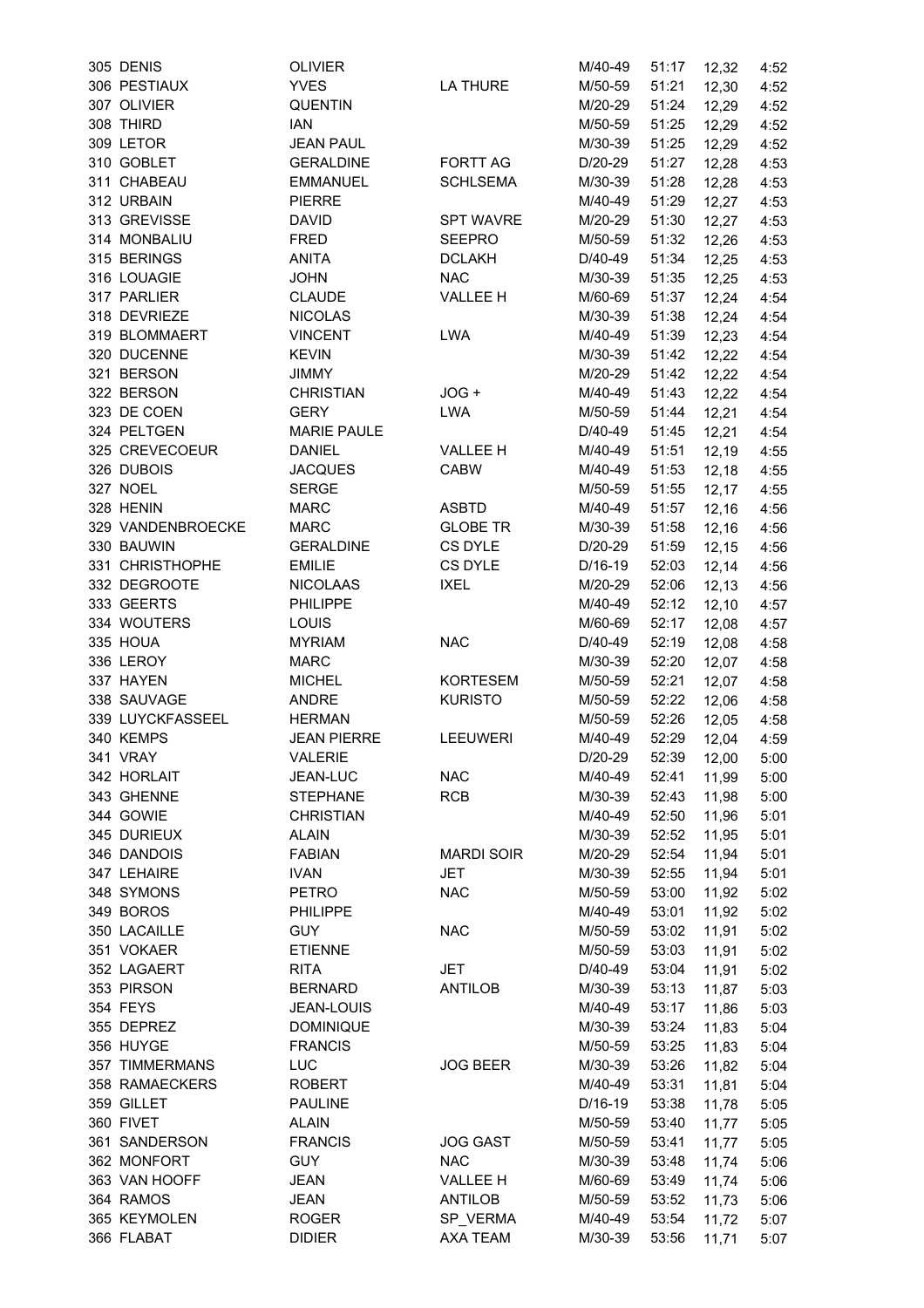| | | | | | | | |
|---|---|---|---|---|---|---|---|
| 305 | DENIS | OLIVIER | | M/40-49 | 51:17 | 12,32 | 4:52 |
| 306 | PESTIAUX | YVES | LA THURE | M/50-59 | 51:21 | 12,30 | 4:52 |
| 307 | OLIVIER | QUENTIN | | M/20-29 | 51:24 | 12,29 | 4:52 |
| 308 | THIRD | IAN | | M/50-59 | 51:25 | 12,29 | 4:52 |
| 309 | LETOR | JEAN PAUL | | M/30-39 | 51:25 | 12,29 | 4:52 |
| 310 | GOBLET | GERALDINE | FORTT AG | D/20-29 | 51:27 | 12,28 | 4:53 |
| 311 | CHABEAU | EMMANUEL | SCHLSEMA | M/30-39 | 51:28 | 12,28 | 4:53 |
| 312 | URBAIN | PIERRE | | M/40-49 | 51:29 | 12,27 | 4:53 |
| 313 | GREVISSE | DAVID | SPT WAVRE | M/20-29 | 51:30 | 12,27 | 4:53 |
| 314 | MONBALIU | FRED | SEEPRO | M/50-59 | 51:32 | 12,26 | 4:53 |
| 315 | BERINGS | ANITA | DCLAKH | D/40-49 | 51:34 | 12,25 | 4:53 |
| 316 | LOUAGIE | JOHN | NAC | M/30-39 | 51:35 | 12,25 | 4:53 |
| 317 | PARLIER | CLAUDE | VALLEE H | M/60-69 | 51:37 | 12,24 | 4:54 |
| 318 | DEVRIEZE | NICOLAS | | M/30-39 | 51:38 | 12,24 | 4:54 |
| 319 | BLOMMAERT | VINCENT | LWA | M/40-49 | 51:39 | 12,23 | 4:54 |
| 320 | DUCENNE | KEVIN | | M/30-39 | 51:42 | 12,22 | 4:54 |
| 321 | BERSON | JIMMY | | M/20-29 | 51:42 | 12,22 | 4:54 |
| 322 | BERSON | CHRISTIAN | JOG + | M/40-49 | 51:43 | 12,22 | 4:54 |
| 323 | DE COEN | GERY | LWA | M/50-59 | 51:44 | 12,21 | 4:54 |
| 324 | PELTGEN | MARIE PAULE | | D/40-49 | 51:45 | 12,21 | 4:54 |
| 325 | CREVECOEUR | DANIEL | VALLEE H | M/40-49 | 51:51 | 12,19 | 4:55 |
| 326 | DUBOIS | JACQUES | CABW | M/40-49 | 51:53 | 12,18 | 4:55 |
| 327 | NOEL | SERGE | | M/50-59 | 51:55 | 12,17 | 4:55 |
| 328 | HENIN | MARC | ASBTD | M/40-49 | 51:57 | 12,16 | 4:56 |
| 329 | VANDENBROECKE | MARC | GLOBE TR | M/30-39 | 51:58 | 12,16 | 4:56 |
| 330 | BAUWIN | GERALDINE | CS DYLE | D/20-29 | 51:59 | 12,15 | 4:56 |
| 331 | CHRISTHOPHE | EMILIE | CS DYLE | D/16-19 | 52:03 | 12,14 | 4:56 |
| 332 | DEGROOTE | NICOLAAS | IXEL | M/20-29 | 52:06 | 12,13 | 4:56 |
| 333 | GEERTS | PHILIPPE | | M/40-49 | 52:12 | 12,10 | 4:57 |
| 334 | WOUTERS | LOUIS | | M/60-69 | 52:17 | 12,08 | 4:57 |
| 335 | HOUA | MYRIAM | NAC | D/40-49 | 52:19 | 12,08 | 4:58 |
| 336 | LEROY | MARC | | M/30-39 | 52:20 | 12,07 | 4:58 |
| 337 | HAYEN | MICHEL | KORTESEM | M/50-59 | 52:21 | 12,07 | 4:58 |
| 338 | SAUVAGE | ANDRE | KURISTO | M/50-59 | 52:22 | 12,06 | 4:58 |
| 339 | LUYCKFASSEEL | HERMAN | | M/50-59 | 52:26 | 12,05 | 4:58 |
| 340 | KEMPS | JEAN PIERRE | LEEUWERI | M/40-49 | 52:29 | 12,04 | 4:59 |
| 341 | VRAY | VALERIE | | D/20-29 | 52:39 | 12,00 | 5:00 |
| 342 | HORLAIT | JEAN-LUC | NAC | M/40-49 | 52:41 | 11,99 | 5:00 |
| 343 | GHENNE | STEPHANE | RCB | M/30-39 | 52:43 | 11,98 | 5:00 |
| 344 | GOWIE | CHRISTIAN | | M/40-49 | 52:50 | 11,96 | 5:01 |
| 345 | DURIEUX | ALAIN | | M/30-39 | 52:52 | 11,95 | 5:01 |
| 346 | DANDOIS | FABIAN | MARDI SOIR | M/20-29 | 52:54 | 11,94 | 5:01 |
| 347 | LEHAIRE | IVAN | JET | M/30-39 | 52:55 | 11,94 | 5:01 |
| 348 | SYMONS | PETRO | NAC | M/50-59 | 53:00 | 11,92 | 5:02 |
| 349 | BOROS | PHILIPPE | | M/40-49 | 53:01 | 11,92 | 5:02 |
| 350 | LACAILLE | GUY | NAC | M/50-59 | 53:02 | 11,91 | 5:02 |
| 351 | VOKAER | ETIENNE | | M/50-59 | 53:03 | 11,91 | 5:02 |
| 352 | LAGAERT | RITA | JET | D/40-49 | 53:04 | 11,91 | 5:02 |
| 353 | PIRSON | BERNARD | ANTILOB | M/30-39 | 53:13 | 11,87 | 5:03 |
| 354 | FEYS | JEAN-LOUIS | | M/40-49 | 53:17 | 11,86 | 5:03 |
| 355 | DEPREZ | DOMINIQUE | | M/30-39 | 53:24 | 11,83 | 5:04 |
| 356 | HUYGE | FRANCIS | | M/50-59 | 53:25 | 11,83 | 5:04 |
| 357 | TIMMERMANS | LUC | JOG BEER | M/30-39 | 53:26 | 11,82 | 5:04 |
| 358 | RAMAECKERS | ROBERT | | M/40-49 | 53:31 | 11,81 | 5:04 |
| 359 | GILLET | PAULINE | | D/16-19 | 53:38 | 11,78 | 5:05 |
| 360 | FIVET | ALAIN | | M/50-59 | 53:40 | 11,77 | 5:05 |
| 361 | SANDERSON | FRANCIS | JOG GAST | M/50-59 | 53:41 | 11,77 | 5:05 |
| 362 | MONFORT | GUY | NAC | M/30-39 | 53:48 | 11,74 | 5:06 |
| 363 | VAN HOOFF | JEAN | VALLEE H | M/60-69 | 53:49 | 11,74 | 5:06 |
| 364 | RAMOS | JEAN | ANTILOB | M/50-59 | 53:52 | 11,73 | 5:06 |
| 365 | KEYMOLEN | ROGER | SP_VERMA | M/40-49 | 53:54 | 11,72 | 5:07 |
| 366 | FLABAT | DIDIER | AXA TEAM | M/30-39 | 53:56 | 11,71 | 5:07 |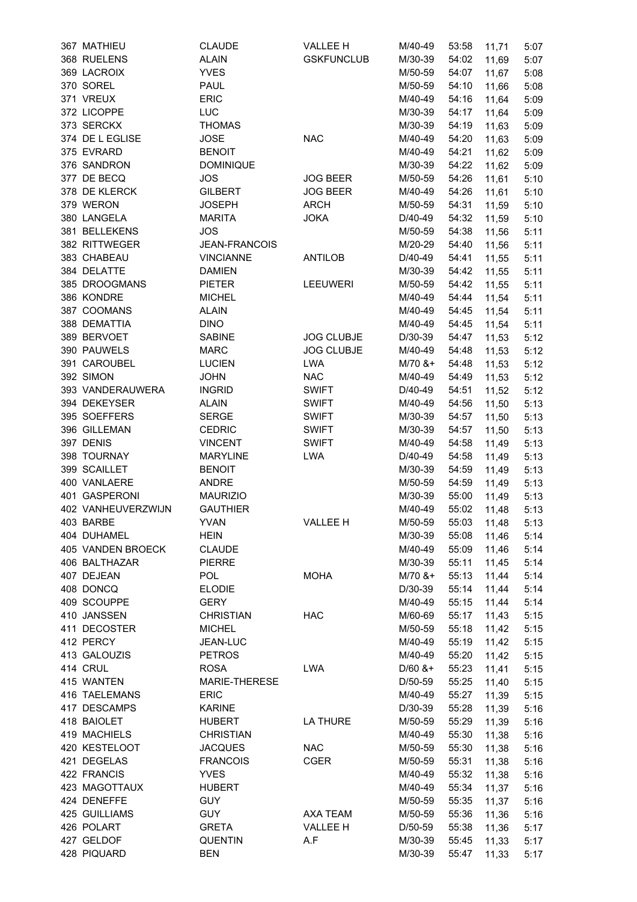| | | | | | | | |
|---|---|---|---|---|---|---|---|
| 367 | MATHIEU | CLAUDE | VALLEE H | M/40-49 | 53:58 | 11,71 | 5:07 |
| 368 | RUELENS | ALAIN | GSKFUNCLUB | M/30-39 | 54:02 | 11,69 | 5:07 |
| 369 | LACROIX | YVES | | M/50-59 | 54:07 | 11,67 | 5:08 |
| 370 | SOREL | PAUL | | M/50-59 | 54:10 | 11,66 | 5:08 |
| 371 | VREUX | ERIC | | M/40-49 | 54:16 | 11,64 | 5:09 |
| 372 | LICOPPE | LUC | | M/30-39 | 54:17 | 11,64 | 5:09 |
| 373 | SERCKX | THOMAS | | M/30-39 | 54:19 | 11,63 | 5:09 |
| 374 | DE L EGLISE | JOSE | NAC | M/40-49 | 54:20 | 11,63 | 5:09 |
| 375 | EVRARD | BENOIT | | M/40-49 | 54:21 | 11,62 | 5:09 |
| 376 | SANDRON | DOMINIQUE | | M/30-39 | 54:22 | 11,62 | 5:09 |
| 377 | DE BECQ | JOS | JOG BEER | M/50-59 | 54:26 | 11,61 | 5:10 |
| 378 | DE KLERCK | GILBERT | JOG BEER | M/40-49 | 54:26 | 11,61 | 5:10 |
| 379 | WERON | JOSEPH | ARCH | M/50-59 | 54:31 | 11,59 | 5:10 |
| 380 | LANGELA | MARITA | JOKA | D/40-49 | 54:32 | 11,59 | 5:10 |
| 381 | BELLEKENS | JOS | | M/50-59 | 54:38 | 11,56 | 5:11 |
| 382 | RITTWEGER | JEAN-FRANCOIS | | M/20-29 | 54:40 | 11,56 | 5:11 |
| 383 | CHABEAU | VINCIANNE | ANTILOB | D/40-49 | 54:41 | 11,55 | 5:11 |
| 384 | DELATTE | DAMIEN | | M/30-39 | 54:42 | 11,55 | 5:11 |
| 385 | DROOGMANS | PIETER | LEEUWERI | M/50-59 | 54:42 | 11,55 | 5:11 |
| 386 | KONDRE | MICHEL | | M/40-49 | 54:44 | 11,54 | 5:11 |
| 387 | COOMANS | ALAIN | | M/40-49 | 54:45 | 11,54 | 5:11 |
| 388 | DEMATTIA | DINO | | M/40-49 | 54:45 | 11,54 | 5:11 |
| 389 | BERVOET | SABINE | JOG CLUBJE | D/30-39 | 54:47 | 11,53 | 5:12 |
| 390 | PAUWELS | MARC | JOG CLUBJE | M/40-49 | 54:48 | 11,53 | 5:12 |
| 391 | CAROUBEL | LUCIEN | LWA | M/70 &+ | 54:48 | 11,53 | 5:12 |
| 392 | SIMON | JOHN | NAC | M/40-49 | 54:49 | 11,53 | 5:12 |
| 393 | VANDERAUWERA | INGRID | SWIFT | D/40-49 | 54:51 | 11,52 | 5:12 |
| 394 | DEKEYSER | ALAIN | SWIFT | M/40-49 | 54:56 | 11,50 | 5:13 |
| 395 | SOEFFERS | SERGE | SWIFT | M/30-39 | 54:57 | 11,50 | 5:13 |
| 396 | GILLEMAN | CEDRIC | SWIFT | M/30-39 | 54:57 | 11,50 | 5:13 |
| 397 | DENIS | VINCENT | SWIFT | M/40-49 | 54:58 | 11,49 | 5:13 |
| 398 | TOURNAY | MARYLINE | LWA | D/40-49 | 54:58 | 11,49 | 5:13 |
| 399 | SCAILLET | BENOIT | | M/30-39 | 54:59 | 11,49 | 5:13 |
| 400 | VANLAERE | ANDRE | | M/50-59 | 54:59 | 11,49 | 5:13 |
| 401 | GASPERONI | MAURIZIO | | M/30-39 | 55:00 | 11,49 | 5:13 |
| 402 | VANHEUVERZWIJN | GAUTHIER | | M/40-49 | 55:02 | 11,48 | 5:13 |
| 403 | BARBE | YVAN | VALLEE H | M/50-59 | 55:03 | 11,48 | 5:13 |
| 404 | DUHAMEL | HEIN | | M/30-39 | 55:08 | 11,46 | 5:14 |
| 405 | VANDEN BROECK | CLAUDE | | M/40-49 | 55:09 | 11,46 | 5:14 |
| 406 | BALTHAZAR | PIERRE | | M/30-39 | 55:11 | 11,45 | 5:14 |
| 407 | DEJEAN | POL | MOHA | M/70 &+ | 55:13 | 11,44 | 5:14 |
| 408 | DONCQ | ELODIE | | D/30-39 | 55:14 | 11,44 | 5:14 |
| 409 | SCOUPPE | GERY | | M/40-49 | 55:15 | 11,44 | 5:14 |
| 410 | JANSSEN | CHRISTIAN | HAC | M/60-69 | 55:17 | 11,43 | 5:15 |
| 411 | DECOSTER | MICHEL | | M/50-59 | 55:18 | 11,42 | 5:15 |
| 412 | PERCY | JEAN-LUC | | M/40-49 | 55:19 | 11,42 | 5:15 |
| 413 | GALOUZIS | PETROS | | M/40-49 | 55:20 | 11,42 | 5:15 |
| 414 | CRUL | ROSA | LWA | D/60 &+ | 55:23 | 11,41 | 5:15 |
| 415 | WANTEN | MARIE-THERESE | | D/50-59 | 55:25 | 11,40 | 5:15 |
| 416 | TAELEMANS | ERIC | | M/40-49 | 55:27 | 11,39 | 5:15 |
| 417 | DESCAMPS | KARINE | | D/30-39 | 55:28 | 11,39 | 5:16 |
| 418 | BAIOLET | HUBERT | LA THURE | M/50-59 | 55:29 | 11,39 | 5:16 |
| 419 | MACHIELS | CHRISTIAN | | M/40-49 | 55:30 | 11,38 | 5:16 |
| 420 | KESTELOOT | JACQUES | NAC | M/50-59 | 55:30 | 11,38 | 5:16 |
| 421 | DEGELAS | FRANCOIS | CGER | M/50-59 | 55:31 | 11,38 | 5:16 |
| 422 | FRANCIS | YVES | | M/40-49 | 55:32 | 11,38 | 5:16 |
| 423 | MAGOTTAUX | HUBERT | | M/40-49 | 55:34 | 11,37 | 5:16 |
| 424 | DENEFFE | GUY | | M/50-59 | 55:35 | 11,37 | 5:16 |
| 425 | GUILLIAMS | GUY | AXA TEAM | M/50-59 | 55:36 | 11,36 | 5:16 |
| 426 | POLART | GRETA | VALLEE H | D/50-59 | 55:38 | 11,36 | 5:17 |
| 427 | GELDOF | QUENTIN | A.F | M/30-39 | 55:45 | 11,33 | 5:17 |
| 428 | PIQUARD | BEN | | M/30-39 | 55:47 | 11,33 | 5:17 |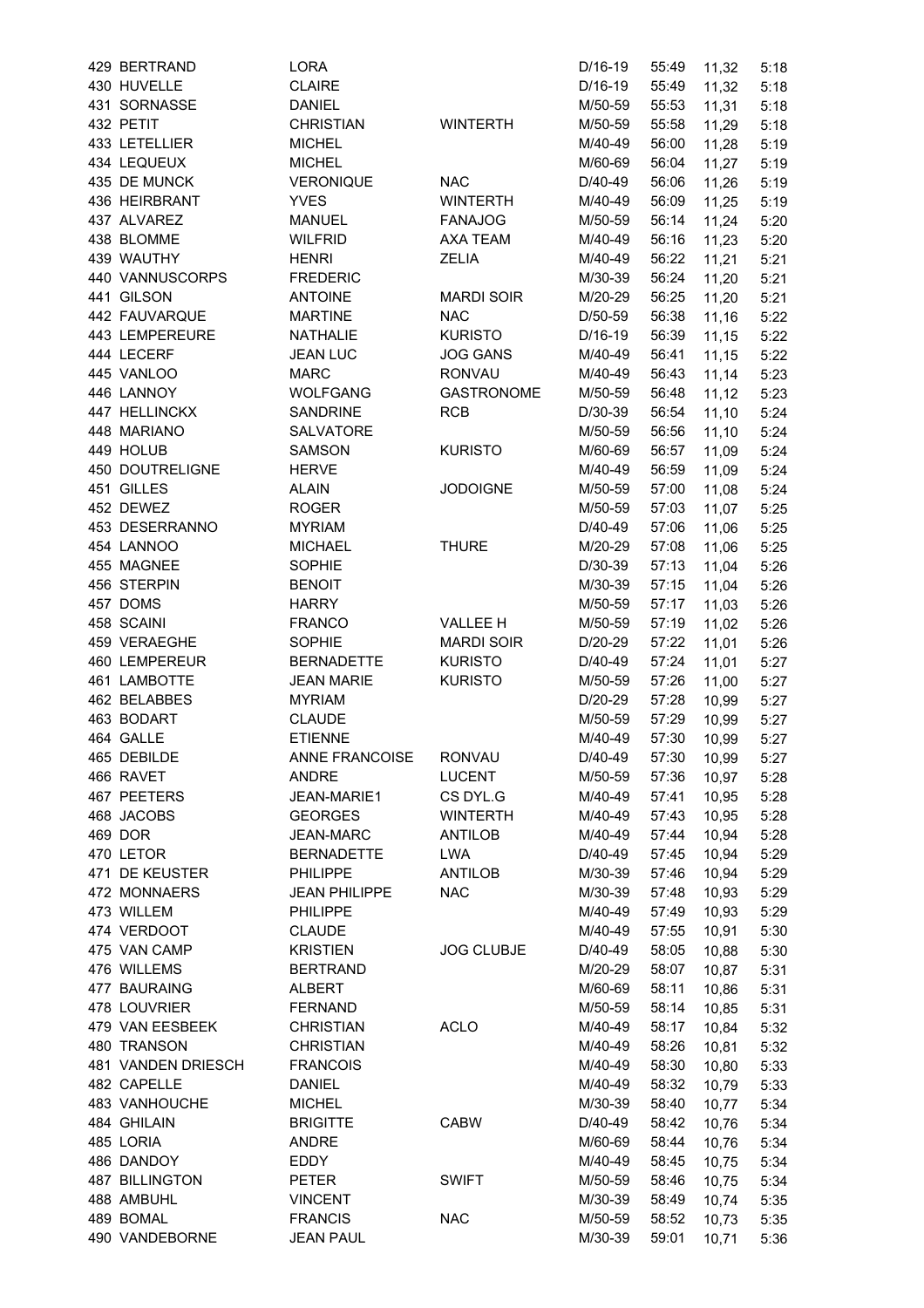| | | | | | | | |
|---|---|---|---|---|---|---|---|
| 429 | BERTRAND | LORA | | D/16-19 | 55:49 | 11,32 | 5:18 |
| 430 | HUVELLE | CLAIRE | | D/16-19 | 55:49 | 11,32 | 5:18 |
| 431 | SORNASSE | DANIEL | | M/50-59 | 55:53 | 11,31 | 5:18 |
| 432 | PETIT | CHRISTIAN | WINTERTH | M/50-59 | 55:58 | 11,29 | 5:18 |
| 433 | LETELLIER | MICHEL | | M/40-49 | 56:00 | 11,28 | 5:19 |
| 434 | LEQUEUX | MICHEL | | M/60-69 | 56:04 | 11,27 | 5:19 |
| 435 | DE MUNCK | VERONIQUE | NAC | D/40-49 | 56:06 | 11,26 | 5:19 |
| 436 | HEIRBRANT | YVES | WINTERTH | M/40-49 | 56:09 | 11,25 | 5:19 |
| 437 | ALVAREZ | MANUEL | FANAJOG | M/50-59 | 56:14 | 11,24 | 5:20 |
| 438 | BLOMME | WILFRID | AXA TEAM | M/40-49 | 56:16 | 11,23 | 5:20 |
| 439 | WAUTHY | HENRI | ZELIA | M/40-49 | 56:22 | 11,21 | 5:21 |
| 440 | VANNUSCORPS | FREDERIC | | M/30-39 | 56:24 | 11,20 | 5:21 |
| 441 | GILSON | ANTOINE | MARDI SOIR | M/20-29 | 56:25 | 11,20 | 5:21 |
| 442 | FAUVARQUE | MARTINE | NAC | D/50-59 | 56:38 | 11,16 | 5:22 |
| 443 | LEMPEREURE | NATHALIE | KURISTO | D/16-19 | 56:39 | 11,15 | 5:22 |
| 444 | LECERF | JEAN LUC | JOG GANS | M/40-49 | 56:41 | 11,15 | 5:22 |
| 445 | VANLOO | MARC | RONVAU | M/40-49 | 56:43 | 11,14 | 5:23 |
| 446 | LANNOY | WOLFGANG | GASTRONOME | M/50-59 | 56:48 | 11,12 | 5:23 |
| 447 | HELLINCKX | SANDRINE | RCB | D/30-39 | 56:54 | 11,10 | 5:24 |
| 448 | MARIANO | SALVATORE | | M/50-59 | 56:56 | 11,10 | 5:24 |
| 449 | HOLUB | SAMSON | KURISTO | M/60-69 | 56:57 | 11,09 | 5:24 |
| 450 | DOUTRELIGNE | HERVE | | M/40-49 | 56:59 | 11,09 | 5:24 |
| 451 | GILLES | ALAIN | JODOIGNE | M/50-59 | 57:00 | 11,08 | 5:24 |
| 452 | DEWEZ | ROGER | | M/50-59 | 57:03 | 11,07 | 5:25 |
| 453 | DESERRANNO | MYRIAM | | D/40-49 | 57:06 | 11,06 | 5:25 |
| 454 | LANNOO | MICHAEL | THURE | M/20-29 | 57:08 | 11,06 | 5:25 |
| 455 | MAGNEE | SOPHIE | | D/30-39 | 57:13 | 11,04 | 5:26 |
| 456 | STERPIN | BENOIT | | M/30-39 | 57:15 | 11,04 | 5:26 |
| 457 | DOMS | HARRY | | M/50-59 | 57:17 | 11,03 | 5:26 |
| 458 | SCAINI | FRANCO | VALLEE H | M/50-59 | 57:19 | 11,02 | 5:26 |
| 459 | VERAEGHE | SOPHIE | MARDI SOIR | D/20-29 | 57:22 | 11,01 | 5:26 |
| 460 | LEMPEREUR | BERNADETTE | KURISTO | D/40-49 | 57:24 | 11,01 | 5:27 |
| 461 | LAMBOTTE | JEAN MARIE | KURISTO | M/50-59 | 57:26 | 11,00 | 5:27 |
| 462 | BELABBES | MYRIAM | | D/20-29 | 57:28 | 10,99 | 5:27 |
| 463 | BODART | CLAUDE | | M/50-59 | 57:29 | 10,99 | 5:27 |
| 464 | GALLE | ETIENNE | | M/40-49 | 57:30 | 10,99 | 5:27 |
| 465 | DEBILDE | ANNE FRANCOISE | RONVAU | D/40-49 | 57:30 | 10,99 | 5:27 |
| 466 | RAVET | ANDRE | LUCENT | M/50-59 | 57:36 | 10,97 | 5:28 |
| 467 | PEETERS | JEAN-MARIE1 | CS DYL.G | M/40-49 | 57:41 | 10,95 | 5:28 |
| 468 | JACOBS | GEORGES | WINTERTH | M/40-49 | 57:43 | 10,95 | 5:28 |
| 469 | DOR | JEAN-MARC | ANTILOB | M/40-49 | 57:44 | 10,94 | 5:28 |
| 470 | LETOR | BERNADETTE | LWA | D/40-49 | 57:45 | 10,94 | 5:29 |
| 471 | DE KEUSTER | PHILIPPE | ANTILOB | M/30-39 | 57:46 | 10,94 | 5:29 |
| 472 | MONNAERS | JEAN PHILIPPE | NAC | M/30-39 | 57:48 | 10,93 | 5:29 |
| 473 | WILLEM | PHILIPPE | | M/40-49 | 57:49 | 10,93 | 5:29 |
| 474 | VERDOOT | CLAUDE | | M/40-49 | 57:55 | 10,91 | 5:30 |
| 475 | VAN CAMP | KRISTIEN | JOG CLUBJE | D/40-49 | 58:05 | 10,88 | 5:30 |
| 476 | WILLEMS | BERTRAND | | M/20-29 | 58:07 | 10,87 | 5:31 |
| 477 | BAURAING | ALBERT | | M/60-69 | 58:11 | 10,86 | 5:31 |
| 478 | LOUVRIER | FERNAND | | M/50-59 | 58:14 | 10,85 | 5:31 |
| 479 | VAN EESBEEK | CHRISTIAN | ACLO | M/40-49 | 58:17 | 10,84 | 5:32 |
| 480 | TRANSON | CHRISTIAN | | M/40-49 | 58:26 | 10,81 | 5:32 |
| 481 | VANDEN DRIESCH | FRANCOIS | | M/40-49 | 58:30 | 10,80 | 5:33 |
| 482 | CAPELLE | DANIEL | | M/40-49 | 58:32 | 10,79 | 5:33 |
| 483 | VANHOUCHE | MICHEL | | M/30-39 | 58:40 | 10,77 | 5:34 |
| 484 | GHILAIN | BRIGITTE | CABW | D/40-49 | 58:42 | 10,76 | 5:34 |
| 485 | LORIA | ANDRE | | M/60-69 | 58:44 | 10,76 | 5:34 |
| 486 | DANDOY | EDDY | | M/40-49 | 58:45 | 10,75 | 5:34 |
| 487 | BILLINGTON | PETER | SWIFT | M/50-59 | 58:46 | 10,75 | 5:34 |
| 488 | AMBUHL | VINCENT | | M/30-39 | 58:49 | 10,74 | 5:35 |
| 489 | BOMAL | FRANCIS | NAC | M/50-59 | 58:52 | 10,73 | 5:35 |
| 490 | VANDEBORNE | JEAN PAUL | | M/30-39 | 59:01 | 10,71 | 5:36 |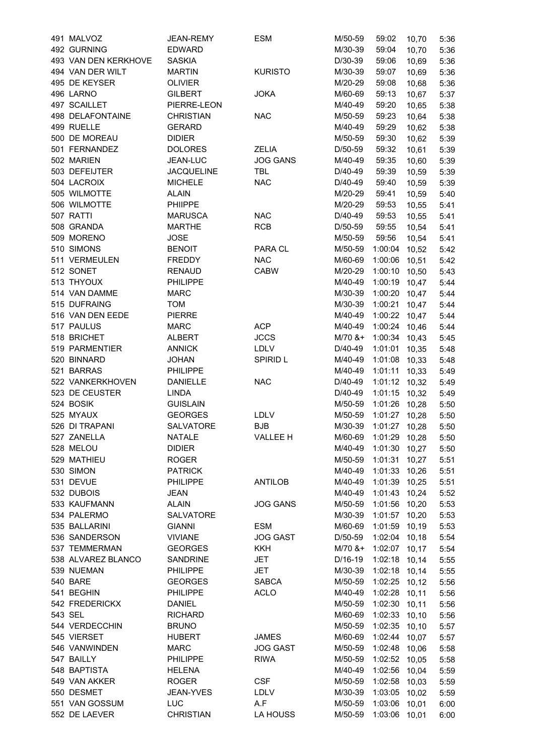| | | | | | | | |
|---|---|---|---|---|---|---|---|
| 491 | MALVOZ | JEAN-REMY | ESM | M/50-59 | 59:02 | 10,70 | 5:36 |
| 492 | GURNING | EDWARD | | M/30-39 | 59:04 | 10,70 | 5:36 |
| 493 | VAN DEN KERKHOVE | SASKIA | | D/30-39 | 59:06 | 10,69 | 5:36 |
| 494 | VAN DER WILT | MARTIN | KURISTO | M/30-39 | 59:07 | 10,69 | 5:36 |
| 495 | DE KEYSER | OLIVIER | | M/20-29 | 59:08 | 10,68 | 5:36 |
| 496 | LARNO | GILBERT | JOKA | M/60-69 | 59:13 | 10,67 | 5:37 |
| 497 | SCAILLET | PIERRE-LEON | | M/40-49 | 59:20 | 10,65 | 5:38 |
| 498 | DELAFONTAINE | CHRISTIAN | NAC | M/50-59 | 59:23 | 10,64 | 5:38 |
| 499 | RUELLE | GERARD | | M/40-49 | 59:29 | 10,62 | 5:38 |
| 500 | DE MOREAU | DIDIER | | M/50-59 | 59:30 | 10,62 | 5:39 |
| 501 | FERNANDEZ | DOLORES | ZELIA | D/50-59 | 59:32 | 10,61 | 5:39 |
| 502 | MARIEN | JEAN-LUC | JOG GANS | M/40-49 | 59:35 | 10,60 | 5:39 |
| 503 | DEFEIJTER | JACQUELINE | TBL | D/40-49 | 59:39 | 10,59 | 5:39 |
| 504 | LACROIX | MICHELE | NAC | D/40-49 | 59:40 | 10,59 | 5:39 |
| 505 | WILMOTTE | ALAIN | | M/20-29 | 59:41 | 10,59 | 5:40 |
| 506 | WILMOTTE | PHIIPPE | | M/20-29 | 59:53 | 10,55 | 5:41 |
| 507 | RATTI | MARUSCA | NAC | D/40-49 | 59:53 | 10,55 | 5:41 |
| 508 | GRANDA | MARTHE | RCB | D/50-59 | 59:55 | 10,54 | 5:41 |
| 509 | MORENO | JOSE | | M/50-59 | 59:56 | 10,54 | 5:41 |
| 510 | SIMONS | BENOIT | PARA CL | M/50-59 | 1:00:04 | 10,52 | 5:42 |
| 511 | VERMEULEN | FREDDY | NAC | M/60-69 | 1:00:06 | 10,51 | 5:42 |
| 512 | SONET | RENAUD | CABW | M/20-29 | 1:00:10 | 10,50 | 5:43 |
| 513 | THYOUX | PHILIPPE | | M/40-49 | 1:00:19 | 10,47 | 5:44 |
| 514 | VAN DAMME | MARC | | M/30-39 | 1:00:20 | 10,47 | 5:44 |
| 515 | DUFRAING | TOM | | M/30-39 | 1:00:21 | 10,47 | 5:44 |
| 516 | VAN DEN EEDE | PIERRE | | M/40-49 | 1:00:22 | 10,47 | 5:44 |
| 517 | PAULUS | MARC | ACP | M/40-49 | 1:00:24 | 10,46 | 5:44 |
| 518 | BRICHET | ALBERT | JCCS | M/70 &+ | 1:00:34 | 10,43 | 5:45 |
| 519 | PARMENTIER | ANNICK | LDLV | D/40-49 | 1:01:01 | 10,35 | 5:48 |
| 520 | BINNARD | JOHAN | SPIRID L | M/40-49 | 1:01:08 | 10,33 | 5:48 |
| 521 | BARRAS | PHILIPPE | | M/40-49 | 1:01:11 | 10,33 | 5:49 |
| 522 | VANKERKHOVEN | DANIELLE | NAC | D/40-49 | 1:01:12 | 10,32 | 5:49 |
| 523 | DE CEUSTER | LINDA | | D/40-49 | 1:01:15 | 10,32 | 5:49 |
| 524 | BOSIK | GUISLAIN | | M/50-59 | 1:01:26 | 10,28 | 5:50 |
| 525 | MYAUX | GEORGES | LDLV | M/50-59 | 1:01:27 | 10,28 | 5:50 |
| 526 | DI TRAPANI | SALVATORE | BJB | M/30-39 | 1:01:27 | 10,28 | 5:50 |
| 527 | ZANELLA | NATALE | VALLEE H | M/60-69 | 1:01:29 | 10,28 | 5:50 |
| 528 | MELOU | DIDIER | | M/40-49 | 1:01:30 | 10,27 | 5:50 |
| 529 | MATHIEU | ROGER | | M/50-59 | 1:01:31 | 10,27 | 5:51 |
| 530 | SIMON | PATRICK | | M/40-49 | 1:01:33 | 10,26 | 5:51 |
| 531 | DEVUE | PHILIPPE | ANTILOB | M/40-49 | 1:01:39 | 10,25 | 5:51 |
| 532 | DUBOIS | JEAN | | M/40-49 | 1:01:43 | 10,24 | 5:52 |
| 533 | KAUFMANN | ALAIN | JOG GANS | M/50-59 | 1:01:56 | 10,20 | 5:53 |
| 534 | PALERMO | SALVATORE | | M/30-39 | 1:01:57 | 10,20 | 5:53 |
| 535 | BALLARINI | GIANNI | ESM | M/60-69 | 1:01:59 | 10,19 | 5:53 |
| 536 | SANDERSON | VIVIANE | JOG GAST | D/50-59 | 1:02:04 | 10,18 | 5:54 |
| 537 | TEMMERMAN | GEORGES | KKH | M/70 &+ | 1:02:07 | 10,17 | 5:54 |
| 538 | ALVAREZ BLANCO | SANDRINE | JET | D/16-19 | 1:02:18 | 10,14 | 5:55 |
| 539 | NUEMAN | PHILIPPE | JET | M/30-39 | 1:02:18 | 10,14 | 5:55 |
| 540 | BARE | GEORGES | SABCA | M/50-59 | 1:02:25 | 10,12 | 5:56 |
| 541 | BEGHIN | PHILIPPE | ACLO | M/40-49 | 1:02:28 | 10,11 | 5:56 |
| 542 | FREDERICKX | DANIEL | | M/50-59 | 1:02:30 | 10,11 | 5:56 |
| 543 | SEL | RICHARD | | M/60-69 | 1:02:33 | 10,10 | 5:56 |
| 544 | VERDECCHIN | BRUNO | | M/50-59 | 1:02:35 | 10,10 | 5:57 |
| 545 | VIERSET | HUBERT | JAMES | M/60-69 | 1:02:44 | 10,07 | 5:57 |
| 546 | VANWINDEN | MARC | JOG GAST | M/50-59 | 1:02:48 | 10,06 | 5:58 |
| 547 | BAILLY | PHILIPPE | RIWA | M/50-59 | 1:02:52 | 10,05 | 5:58 |
| 548 | BAPTISTA | HELENA | | M/40-49 | 1:02:56 | 10,04 | 5:59 |
| 549 | VAN AKKER | ROGER | CSF | M/50-59 | 1:02:58 | 10,03 | 5:59 |
| 550 | DESMET | JEAN-YVES | LDLV | M/30-39 | 1:03:05 | 10,02 | 5:59 |
| 551 | VAN GOSSUM | LUC | A.F | M/50-59 | 1:03:06 | 10,01 | 6:00 |
| 552 | DE LAEVER | CHRISTIAN | LA HOUSS | M/50-59 | 1:03:06 | 10,01 | 6:00 |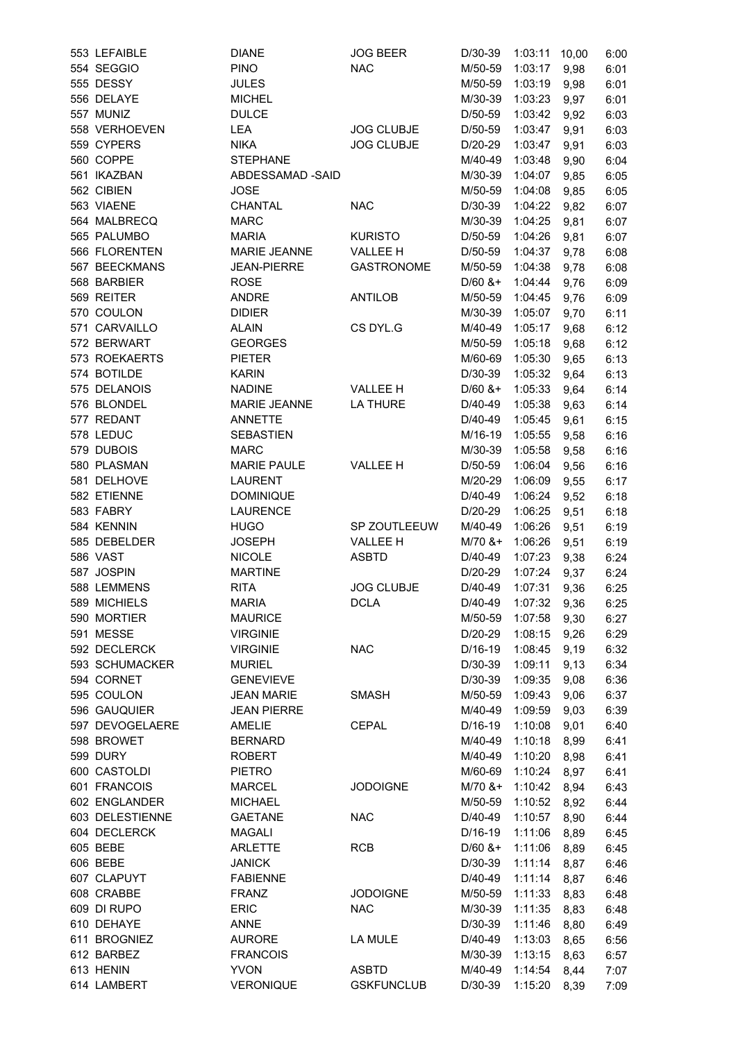| | | | | | | | |
|---|---|---|---|---|---|---|---|
| 553 | LEFAIBLE | DIANE | JOG BEER | D/30-39 | 1:03:11 | 10,00 | 6:00 |
| 554 | SEGGIO | PINO | NAC | M/50-59 | 1:03:17 | 9,98 | 6:01 |
| 555 | DESSY | JULES | | M/50-59 | 1:03:19 | 9,98 | 6:01 |
| 556 | DELAYE | MICHEL | | M/30-39 | 1:03:23 | 9,97 | 6:01 |
| 557 | MUNIZ | DULCE | | D/50-59 | 1:03:42 | 9,92 | 6:03 |
| 558 | VERHOEVEN | LEA | JOG CLUBJE | D/50-59 | 1:03:47 | 9,91 | 6:03 |
| 559 | CYPERS | NIKA | JOG CLUBJE | D/20-29 | 1:03:47 | 9,91 | 6:03 |
| 560 | COPPE | STEPHANE | | M/40-49 | 1:03:48 | 9,90 | 6:04 |
| 561 | IKAZBAN | ABDESSAMAD -SAID | | M/30-39 | 1:04:07 | 9,85 | 6:05 |
| 562 | CIBIEN | JOSE | | M/50-59 | 1:04:08 | 9,85 | 6:05 |
| 563 | VIAENE | CHANTAL | NAC | D/30-39 | 1:04:22 | 9,82 | 6:07 |
| 564 | MALBRECQ | MARC | | M/30-39 | 1:04:25 | 9,81 | 6:07 |
| 565 | PALUMBO | MARIA | KURISTO | D/50-59 | 1:04:26 | 9,81 | 6:07 |
| 566 | FLORENTEN | MARIE JEANNE | VALLEE H | D/50-59 | 1:04:37 | 9,78 | 6:08 |
| 567 | BEECKMANS | JEAN-PIERRE | GASTRONOME | M/50-59 | 1:04:38 | 9,78 | 6:08 |
| 568 | BARBIER | ROSE | | D/60 &+ | 1:04:44 | 9,76 | 6:09 |
| 569 | REITER | ANDRE | ANTILOB | M/50-59 | 1:04:45 | 9,76 | 6:09 |
| 570 | COULON | DIDIER | | M/30-39 | 1:05:07 | 9,70 | 6:11 |
| 571 | CARVAILLO | ALAIN | CS DYL.G | M/40-49 | 1:05:17 | 9,68 | 6:12 |
| 572 | BERWART | GEORGES | | M/50-59 | 1:05:18 | 9,68 | 6:12 |
| 573 | ROEKAERTS | PIETER | | M/60-69 | 1:05:30 | 9,65 | 6:13 |
| 574 | BOTILDE | KARIN | | D/30-39 | 1:05:32 | 9,64 | 6:13 |
| 575 | DELANOIS | NADINE | VALLEE H | D/60 &+ | 1:05:33 | 9,64 | 6:14 |
| 576 | BLONDEL | MARIE JEANNE | LA THURE | D/40-49 | 1:05:38 | 9,63 | 6:14 |
| 577 | REDANT | ANNETTE | | D/40-49 | 1:05:45 | 9,61 | 6:15 |
| 578 | LEDUC | SEBASTIEN | | M/16-19 | 1:05:55 | 9,58 | 6:16 |
| 579 | DUBOIS | MARC | | M/30-39 | 1:05:58 | 9,58 | 6:16 |
| 580 | PLASMAN | MARIE PAULE | VALLEE H | D/50-59 | 1:06:04 | 9,56 | 6:16 |
| 581 | DELHOVE | LAURENT | | M/20-29 | 1:06:09 | 9,55 | 6:17 |
| 582 | ETIENNE | DOMINIQUE | | D/40-49 | 1:06:24 | 9,52 | 6:18 |
| 583 | FABRY | LAURENCE | | D/20-29 | 1:06:25 | 9,51 | 6:18 |
| 584 | KENNIN | HUGO | SP ZOUTLEEUW | M/40-49 | 1:06:26 | 9,51 | 6:19 |
| 585 | DEBELDER | JOSEPH | VALLEE H | M/70 &+ | 1:06:26 | 9,51 | 6:19 |
| 586 | VAST | NICOLE | ASBTD | D/40-49 | 1:07:23 | 9,38 | 6:24 |
| 587 | JOSPIN | MARTINE | | D/20-29 | 1:07:24 | 9,37 | 6:24 |
| 588 | LEMMENS | RITA | JOG CLUBJE | D/40-49 | 1:07:31 | 9,36 | 6:25 |
| 589 | MICHIELS | MARIA | DCLA | D/40-49 | 1:07:32 | 9,36 | 6:25 |
| 590 | MORTIER | MAURICE | | M/50-59 | 1:07:58 | 9,30 | 6:27 |
| 591 | MESSE | VIRGINIE | | D/20-29 | 1:08:15 | 9,26 | 6:29 |
| 592 | DECLERCK | VIRGINIE | NAC | D/16-19 | 1:08:45 | 9,19 | 6:32 |
| 593 | SCHUMACKER | MURIEL | | D/30-39 | 1:09:11 | 9,13 | 6:34 |
| 594 | CORNET | GENEVIEVE | | D/30-39 | 1:09:35 | 9,08 | 6:36 |
| 595 | COULON | JEAN MARIE | SMASH | M/50-59 | 1:09:43 | 9,06 | 6:37 |
| 596 | GAUQUIER | JEAN PIERRE | | M/40-49 | 1:09:59 | 9,03 | 6:39 |
| 597 | DEVOGELAERE | AMELIE | CEPAL | D/16-19 | 1:10:08 | 9,01 | 6:40 |
| 598 | BROWET | BERNARD | | M/40-49 | 1:10:18 | 8,99 | 6:41 |
| 599 | DURY | ROBERT | | M/40-49 | 1:10:20 | 8,98 | 6:41 |
| 600 | CASTOLDI | PIETRO | | M/60-69 | 1:10:24 | 8,97 | 6:41 |
| 601 | FRANCOIS | MARCEL | JODOIGNE | M/70 &+ | 1:10:42 | 8,94 | 6:43 |
| 602 | ENGLANDER | MICHAEL | | M/50-59 | 1:10:52 | 8,92 | 6:44 |
| 603 | DELESTIENNE | GAETANE | NAC | D/40-49 | 1:10:57 | 8,90 | 6:44 |
| 604 | DECLERCK | MAGALI | | D/16-19 | 1:11:06 | 8,89 | 6:45 |
| 605 | BEBE | ARLETTE | RCB | D/60 &+ | 1:11:06 | 8,89 | 6:45 |
| 606 | BEBE | JANICK | | D/30-39 | 1:11:14 | 8,87 | 6:46 |
| 607 | CLAPUYT | FABIENNE | | D/40-49 | 1:11:14 | 8,87 | 6:46 |
| 608 | CRABBE | FRANZ | JODOIGNE | M/50-59 | 1:11:33 | 8,83 | 6:48 |
| 609 | DI RUPO | ERIC | NAC | M/30-39 | 1:11:35 | 8,83 | 6:48 |
| 610 | DEHAYE | ANNE | | D/30-39 | 1:11:46 | 8,80 | 6:49 |
| 611 | BROGNIEZ | AURORE | LA MULE | D/40-49 | 1:13:03 | 8,65 | 6:56 |
| 612 | BARBEZ | FRANCOIS | | M/30-39 | 1:13:15 | 8,63 | 6:57 |
| 613 | HENIN | YVON | ASBTD | M/40-49 | 1:14:54 | 8,44 | 7:07 |
| 614 | LAMBERT | VERONIQUE | GSKFUNCLUB | D/30-39 | 1:15:20 | 8,39 | 7:09 |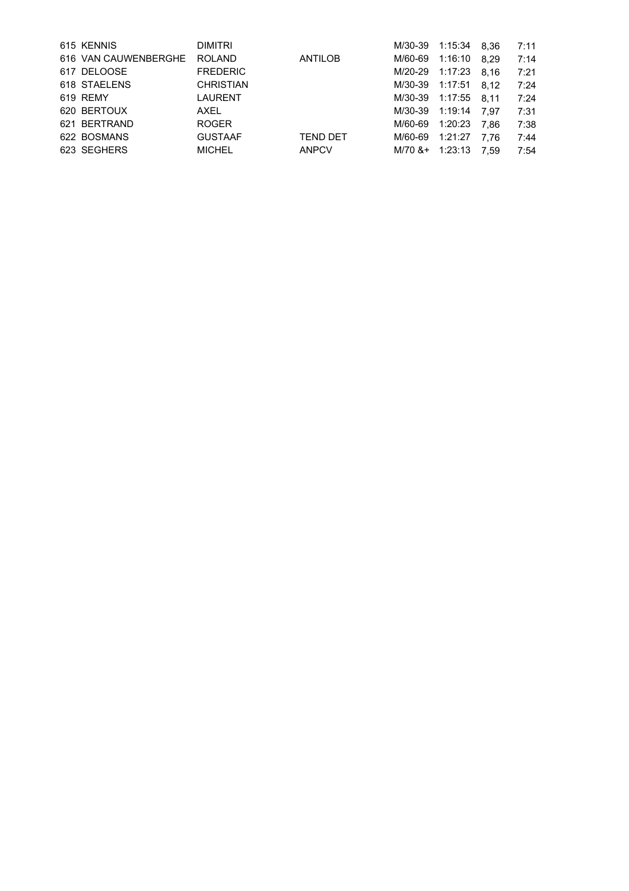| | | | | | | | | |
|---|---|---|---|---|---|---|---|---|
| 615 | KENNIS | DIMITRI | | M/30-39 | 1:15:34 | 8,36 | 7:11 |
| 616 | VAN CAUWENBERGHE | ROLAND | ANTILOB | M/60-69 | 1:16:10 | 8,29 | 7:14 |
| 617 | DELOOSE | FREDERIC | | M/20-29 | 1:17:23 | 8,16 | 7:21 |
| 618 | STAELENS | CHRISTIAN | | M/30-39 | 1:17:51 | 8,12 | 7:24 |
| 619 | REMY | LAURENT | | M/30-39 | 1:17:55 | 8,11 | 7:24 |
| 620 | BERTOUX | AXEL | | M/30-39 | 1:19:14 | 7,97 | 7:31 |
| 621 | BERTRAND | ROGER | | M/60-69 | 1:20:23 | 7,86 | 7:38 |
| 622 | BOSMANS | GUSTAAF | TEND DET | M/60-69 | 1:21:27 | 7,76 | 7:44 |
| 623 | SEGHERS | MICHEL | ANPCV | M/70 &+ | 1:23:13 | 7,59 | 7:54 |